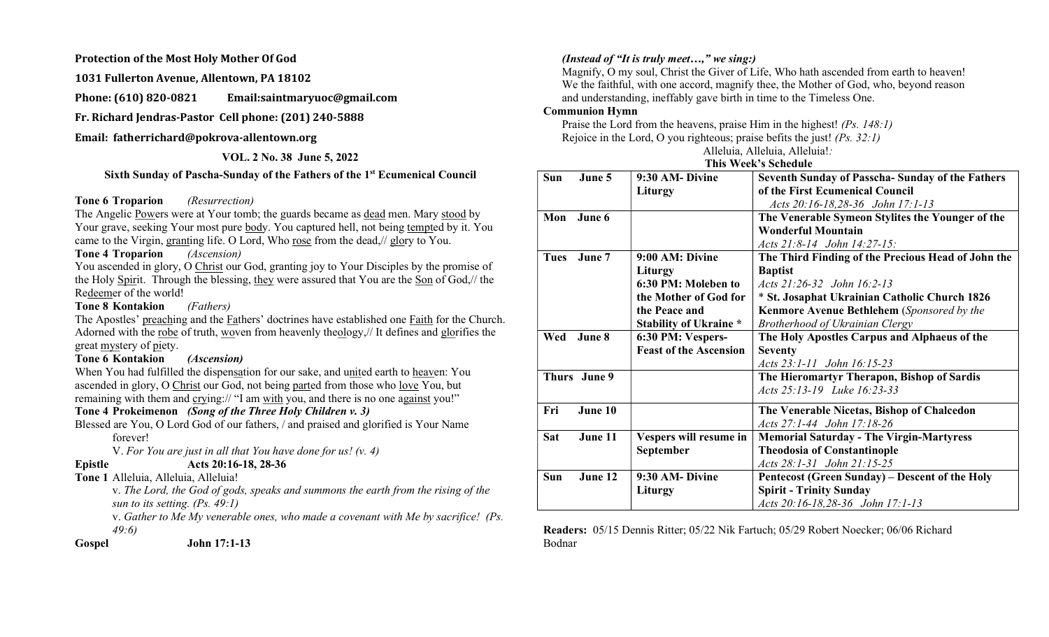**Protection of the Most Holy Mother Of God**

**1031 Fullerton Avenue, Allentown, PA 18102**

**Phone: (610) 820-0821 Email:saintmaryuoc@gmail.com**

**Fr. Richard Jendras-Pastor Cell phone: (201) 240-5888**

**Email: fatherrichard@pokrova-allentown.org**

**VOL. 2 No. 38 June 5, 2022**

**Sixth Sunday of Pascha-Sunday of the Fathers of the 1st Ecumenical Council**

**Tone 6 Troparion** *(Resurrection)*
The Angelic Powers were at Your tomb; the guards became as dead men. Mary stood by Your grave, seeking Your most pure body. You captured hell, not being tempted by it. You came to the Virgin, granting life. O Lord, Who rose from the dead,// glory to You.

**Tone 4 Troparion** *(Ascension)*
You ascended in glory, O Christ our God, granting joy to Your Disciples by the promise of the Holy Spirit. Through the blessing, they were assured that You are the Son of God,// the Redeemer of the world!

**Tone 8 Kontakion** *(Fathers)*
The Apostles' preaching and the Fathers' doctrines have established one Faith for the Church. Adorned with the robe of truth, woven from heavenly theology,// It defines and glorifies the great mystery of piety.

**Tone 6 Kontakion** ***(Ascension)***
When You had fulfilled the dispensation for our sake, and united earth to heaven: You ascended in glory, O Christ our God, not being parted from those who love You, but remaining with them and crying:// "I am with you, and there is no one against you!"

**Tone 4 Prokeimenon** ***(Song of the Three Holy Children v. 3)***
Blessed are You, O Lord God of our fathers, / and praised and glorified is Your Name forever!

V. *For You are just in all that You have done for us! (v. 4)*

**Epistle** **Acts 20:16-18, 28-36**

**Tone 1** Alleluia, Alleluia, Alleluia!

v. *The Lord, the God of gods, speaks and summons the earth from the rising of the sun to its setting. (Ps. 49:1)*

v. *Gather to Me My venerable ones, who made a covenant with Me by sacrifice! (Ps. 49:6)*

**Gospel** **John 17:1-13**

***(Instead of "It is truly meet…," we sing:)***
Magnify, O my soul, Christ the Giver of Life, Who hath ascended from earth to heaven! We the faithful, with one accord, magnify thee, the Mother of God, who, beyond reason and understanding, ineffably gave birth in time to the Timeless One.

**Communion Hymn**
Praise the Lord from the heavens, praise Him in the highest! *(Ps. 148:1)*
Rejoice in the Lord, O you righteous; praise befits the just! *(Ps. 32:1)*
Alleluia, Alleluia, Alleluia!*:*

**This Week's Schedule**

| | | |
|---|---|---|
| **Sun June 5** | **9:30 AM- Divine Liturgy** | **Seventh Sunday of Passcha- Sunday of the Fathers of the First Ecumenical Council** *Acts 20:16-18,28-36 John 17:1-13* |
| **Mon June 6** | | **The Venerable Symeon Stylites the Younger of the Wonderful Mountain** *Acts 21:8-14 John 14:27-15:* |
| **Tues June 7** | **9:00 AM: Divine Liturgy** **6:30 PM: Moleben to the Mother of God for the Peace and Stability of Ukraine \*** | **The Third Finding of the Precious Head of John the Baptist** *Acts 21:26-32 John 16:2-13* **\* St. Josaphat Ukrainian Catholic Church 1826 Kenmore Avenue Bethlehem** (*Sponsored by the Brotherhood of Ukrainian Clergy*) |
| **Wed June 8** | **6:30 PM: Vespers- Feast of the Ascension** | **The Holy Apostles Carpus and Alphaeus of the Seventy** *Acts 23:1-11 John 16:15-23* |
| **Thurs June 9** | | **The Hieromartyr Therapon, Bishop of Sardis** *Acts 25:13-19 Luke 16:23-33* |
| **Fri June 10** | | **The Venerable Nicetas, Bishop of Chalcedon** *Acts 27:1-44 John 17:18-26* |
| **Sat June 11** | **Vespers will resume in September** | **Memorial Saturday - The Virgin-Martyress Theodosia of Constantinople** *Acts 28:1-31 John 21:15-25* |
| **Sun June 12** | **9:30 AM- Divine Liturgy** | **Pentecost (Green Sunday) – Descent of the Holy Spirit - Trinity Sunday** *Acts 20:16-18,28-36 John 17:1-13* |

**Readers:** 05/15 Dennis Ritter; 05/22 Nik Fartuch; 05/29 Robert Noecker; 06/06 Richard Bodnar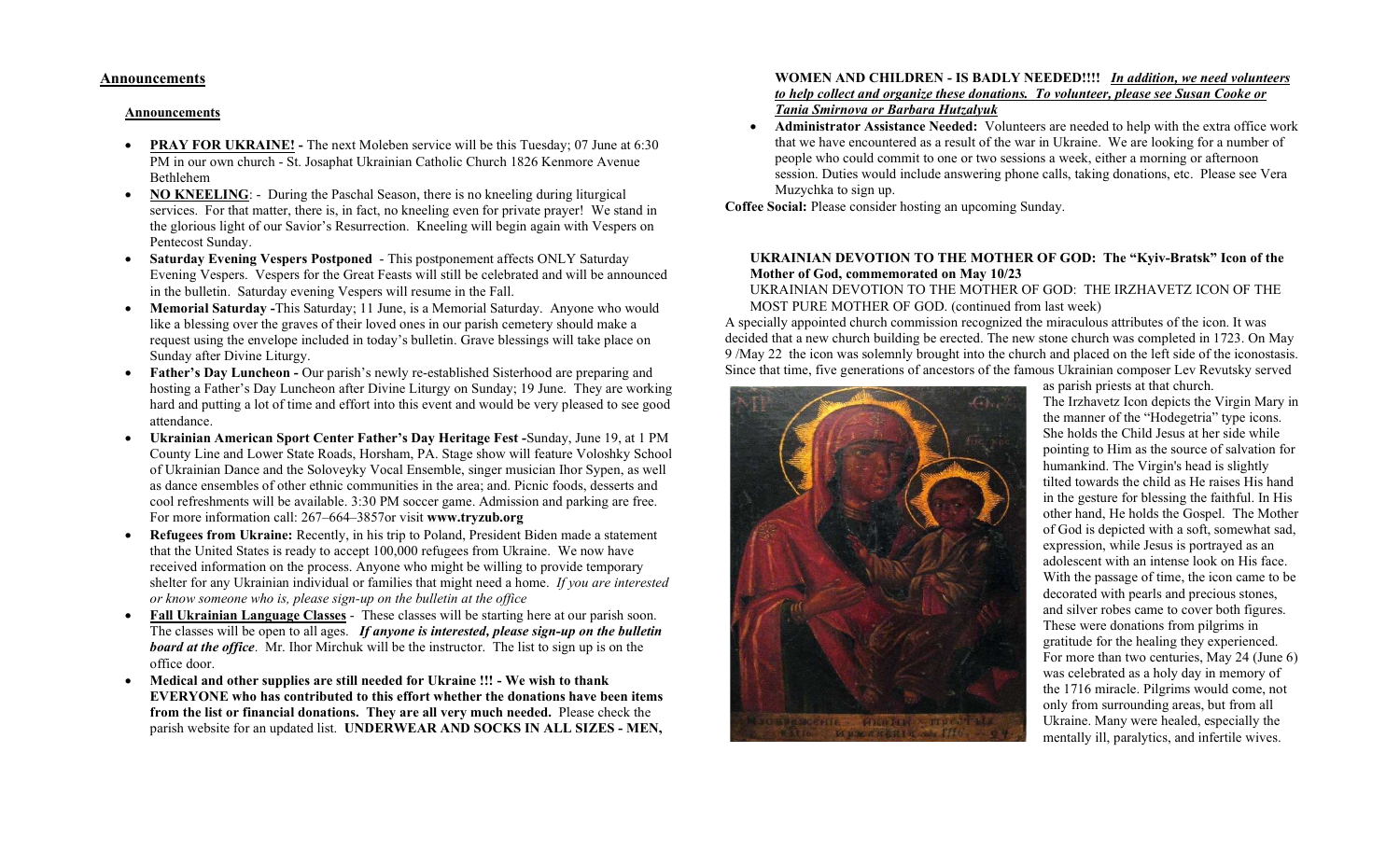## Announcements

### Announcements

- **PRAY FOR UKRAINE! -** The next Moleben service will be this Tuesday; 07 June at 6:30 PM in our own church - St. Josaphat Ukrainian Catholic Church 1826 Kenmore Avenue Bethlehem
- **NO KNEELING**: - During the Paschal Season, there is no kneeling during liturgical services. For that matter, there is, in fact, no kneeling even for private prayer! We stand in the glorious light of our Savior's Resurrection. Kneeling will begin again with Vespers on Pentecost Sunday.
- **Saturday Evening Vespers Postponed** - This postponement affects ONLY Saturday Evening Vespers. Vespers for the Great Feasts will still be celebrated and will be announced in the bulletin. Saturday evening Vespers will resume in the Fall.
- **Memorial Saturday -**This Saturday; 11 June, is a Memorial Saturday. Anyone who would like a blessing over the graves of their loved ones in our parish cemetery should make a request using the envelope included in today's bulletin. Grave blessings will take place on Sunday after Divine Liturgy.
- **Father's Day Luncheon -** Our parish's newly re-established Sisterhood are preparing and hosting a Father's Day Luncheon after Divine Liturgy on Sunday; 19 June. They are working hard and putting a lot of time and effort into this event and would be very pleased to see good attendance.
- **Ukrainian American Sport Center Father's Day Heritage Fest -**Sunday, June 19, at 1 PM County Line and Lower State Roads, Horsham, PA. Stage show will feature Voloshky School of Ukrainian Dance and the Soloveyky Vocal Ensemble, singer musician Ihor Sypen, as well as dance ensembles of other ethnic communities in the area; and. Picnic foods, desserts and cool refreshments will be available. 3:30 PM soccer game. Admission and parking are free. For more information call: 267–664–3857or visit **www.tryzub.org**
- **Refugees from Ukraine:** Recently, in his trip to Poland, President Biden made a statement that the United States is ready to accept 100,000 refugees from Ukraine. We now have received information on the process. Anyone who might be willing to provide temporary shelter for any Ukrainian individual or families that might need a home. *If you are interested or know someone who is, please sign-up on the bulletin at the office*
- **Fall Ukrainian Language Classes** - These classes will be starting here at our parish soon. The classes will be open to all ages. ***If anyone is interested, please sign-up on the bulletin board at the office***. Mr. Ihor Mirchuk will be the instructor. The list to sign up is on the office door.
- **Medical and other supplies are still needed for Ukraine !!! - We wish to thank EVERYONE who has contributed to this effort whether the donations have been items from the list or financial donations. They are all very much needed.** Please check the parish website for an updated list. **UNDERWEAR AND SOCKS IN ALL SIZES - MEN, WOMEN AND CHILDREN - IS BADLY NEEDED!!!!** ***In addition, we need volunteers to help collect and organize these donations. To volunteer, please see Susan Cooke or Tania Smirnova or Barbara Hutzalyuk***
- **Administrator Assistance Needed:** Volunteers are needed to help with the extra office work that we have encountered as a result of the war in Ukraine. We are looking for a number of people who could commit to one or two sessions a week, either a morning or afternoon session. Duties would include answering phone calls, taking donations, etc. Please see Vera Muzychka to sign up.

**Coffee Social:** Please consider hosting an upcoming Sunday.

**UKRAINIAN DEVOTION TO THE MOTHER OF GOD: The "Kyiv-Bratsk" Icon of the Mother of God, commemorated on May 10/23**

UKRAINIAN DEVOTION TO THE MOTHER OF GOD: THE IRZHAVETZ ICON OF THE MOST PURE MOTHER OF GOD. (continued from last week)

A specially appointed church commission recognized the miraculous attributes of the icon. It was decided that a new church building be erected. The new stone church was completed in 1723. On May 9 /May 22 the icon was solemnly brought into the church and placed on the left side of the iconostasis. Since that time, five generations of ancestors of the famous Ukrainian composer Lev Revutsky served as parish priests at that church.

The Irzhavetz Icon depicts the Virgin Mary in the manner of the "Hodegetria" type icons. She holds the Child Jesus at her side while pointing to Him as the source of salvation for humankind. The Virgin's head is slightly tilted towards the child as He raises His hand in the gesture for blessing the faithful. In His other hand, He holds the Gospel. The Mother of God is depicted with a soft, somewhat sad, expression, while Jesus is portrayed as an adolescent with an intense look on His face. With the passage of time, the icon came to be decorated with pearls and precious stones, and silver robes came to cover both figures. These were donations from pilgrims in gratitude for the healing they experienced. For more than two centuries, May 24 (June 6) was celebrated as a holy day in memory of the 1716 miracle. Pilgrims would come, not only from surrounding areas, but from all Ukraine. Many were healed, especially the mentally ill, paralytics, and infertile wives.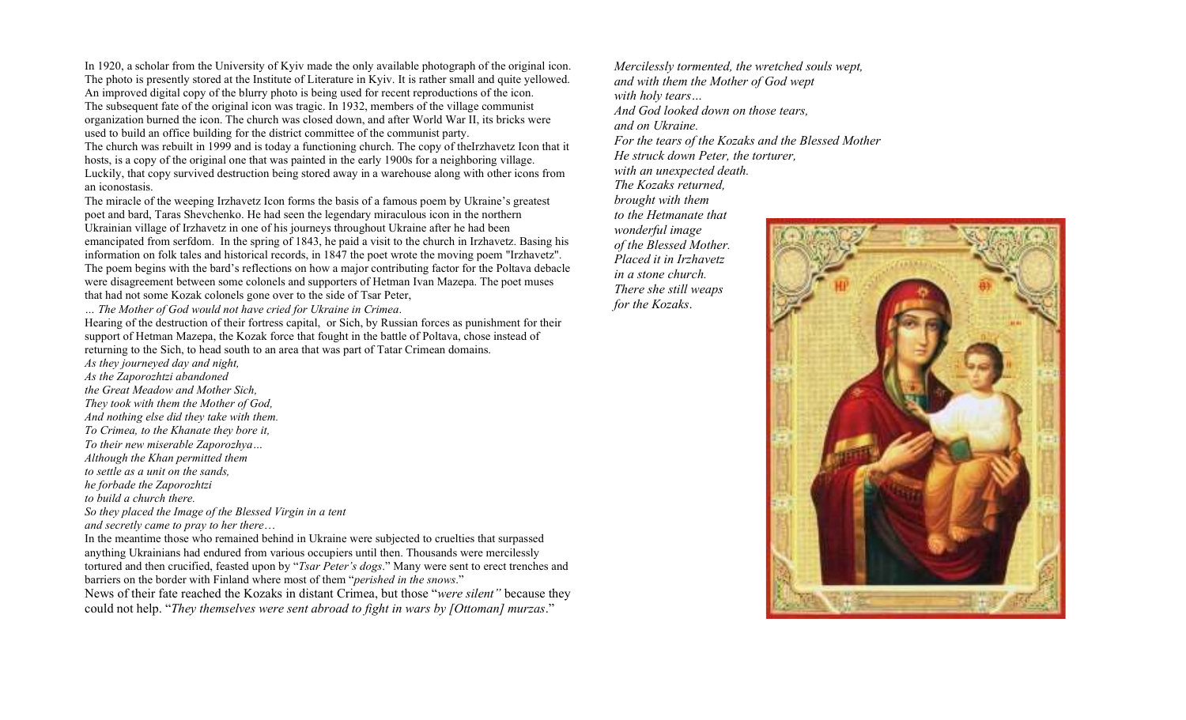In 1920, a scholar from the University of Kyiv made the only available photograph of the original icon. The photo is presently stored at the Institute of Literature in Kyiv. It is rather small and quite yellowed. An improved digital copy of the blurry photo is being used for recent reproductions of the icon.
The subsequent fate of the original icon was tragic. In 1932, members of the village communist organization burned the icon. The church was closed down, and after World War II, its bricks were used to build an office building for the district committee of the communist party.
The church was rebuilt in 1999 and is today a functioning church. The copy of theIrzhavetz Icon that it hosts, is a copy of the original one that was painted in the early 1900s for a neighboring village. Luckily, that copy survived destruction being stored away in a warehouse along with other icons from an iconostasis.
The miracle of the weeping Irzhavetz Icon forms the basis of a famous poem by Ukraine's greatest poet and bard, Taras Shevchenko. He had seen the legendary miraculous icon in the northern Ukrainian village of Irzhavetz in one of his journeys throughout Ukraine after he had been emancipated from serfdom. In the spring of 1843, he paid a visit to the church in Irzhavetz. Basing his information on folk tales and historical records, in 1847 the poet wrote the moving poem "Irzhavetz". The poem begins with the bard's reflections on how a major contributing factor for the Poltava debacle were disagreement between some colonels and supporters of Hetman Ivan Mazepa. The poet muses that had not some Kozak colonels gone over to the side of Tsar Peter,

*… The Mother of God would not have cried for Ukraine in Crimea*.

Hearing of the destruction of their fortress capital, or Sich, by Russian forces as punishment for their support of Hetman Mazepa, the Kozak force that fought in the battle of Poltava, chose instead of returning to the Sich, to head south to an area that was part of Tatar Crimean domains.

*As they journeyed day and night,*
*As the Zaporozhtzi abandoned*
*the Great Meadow and Mother Sich,*
*They took with them the Mother of God,*
*And nothing else did they take with them.*
*To Crimea, to the Khanate they bore it,*
*To their new miserable Zaporozhya…*
*Although the Khan permitted them*
*to settle as a unit on the sands,*
*he forbade the Zaporozhtzi*
*to build a church there.*
*So they placed the Image of the Blessed Virgin in a tent*
*and secretly came to pray to her there*…

In the meantime those who remained behind in Ukraine were subjected to cruelties that surpassed anything Ukrainians had endured from various occupiers until then. Thousands were mercilessly tortured and then crucified, feasted upon by "*Tsar Peter's dogs*." Many were sent to erect trenches and barriers on the border with Finland where most of them "*perished in the snows*."

News of their fate reached the Kozaks in distant Crimea, but those "*were silent"* because they could not help. "*They themselves were sent abroad to fight in wars by [Ottoman] murzas*."

*Mercilessly tormented, the wretched souls wept,*
*and with them the Mother of God wept*
*with holy tears…*
*And God looked down on those tears,*
*and on Ukraine.*
*For the tears of the Kozaks and the Blessed Mother*
*He struck down Peter, the torturer,*
*with an unexpected death.*
*The Kozaks returned,*
*brought with them*
*to the Hetmanate that*
*wonderful image*
*of the Blessed Mother.*
*Placed it in Irzhavetz*
*in a stone church.*
*There she still weaps*
*for the Kozaks*.